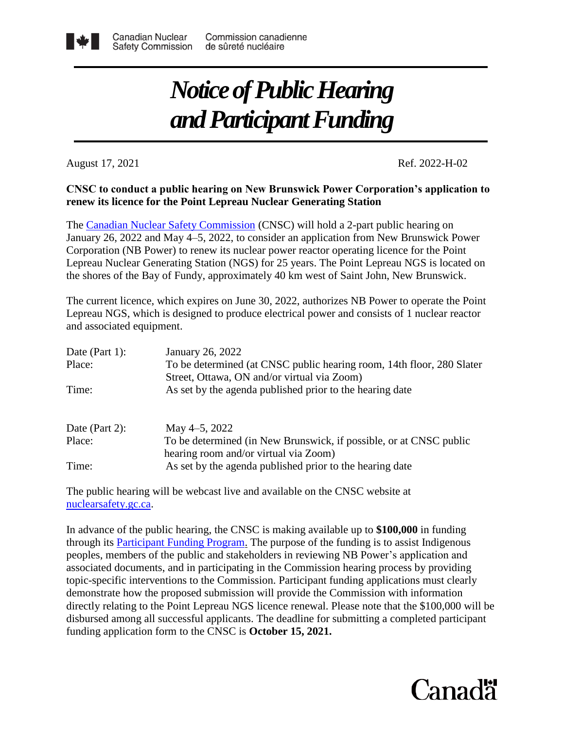Canadian Nuclear Safety Commission | Commission canadienne de sûreté nucléaire

# *Notice of Public Hearing and Participant Funding*

August 17, 2021 Ref. 2022-H-02

**CNSC to conduct a public hearing on New Brunswick Power Corporation's application to renew its licence for the Point Lepreau Nuclear Generating Station**

The Canadian Nuclear Safety Commission (CNSC) will hold a 2-part public hearing on January 26, 2022 and May 4–5, 2022, to consider an application from New Brunswick Power Corporation (NB Power) to renew its nuclear power reactor operating licence for the Point Lepreau Nuclear Generating Station (NGS) for 25 years. The Point Lepreau NGS is located on the shores of the Bay of Fundy, approximately 40 km west of Saint John, New Brunswick.

The current licence, which expires on June 30, 2022, authorizes NB Power to operate the Point Lepreau NGS, which is designed to produce electrical power and consists of 1 nuclear reactor and associated equipment.

Date (Part 1): January 26, 2022
Place: To be determined (at CNSC public hearing room, 14th floor, 280 Slater Street, Ottawa, ON and/or virtual via Zoom)
Time: As set by the agenda published prior to the hearing date

Date (Part 2): May 4–5, 2022
Place: To be determined (in New Brunswick, if possible, or at CNSC public hearing room and/or virtual via Zoom)
Time: As set by the agenda published prior to the hearing date

The public hearing will be webcast live and available on the CNSC website at nuclearsafety.gc.ca.

In advance of the public hearing, the CNSC is making available up to **$100,000** in funding through its Participant Funding Program. The purpose of the funding is to assist Indigenous peoples, members of the public and stakeholders in reviewing NB Power's application and associated documents, and in participating in the Commission hearing process by providing topic-specific interventions to the Commission. Participant funding applications must clearly demonstrate how the proposed submission will provide the Commission with information directly relating to the Point Lepreau NGS licence renewal. Please note that the $100,000 will be disbursed among all successful applicants. The deadline for submitting a completed participant funding application form to the CNSC is **October 15, 2021.**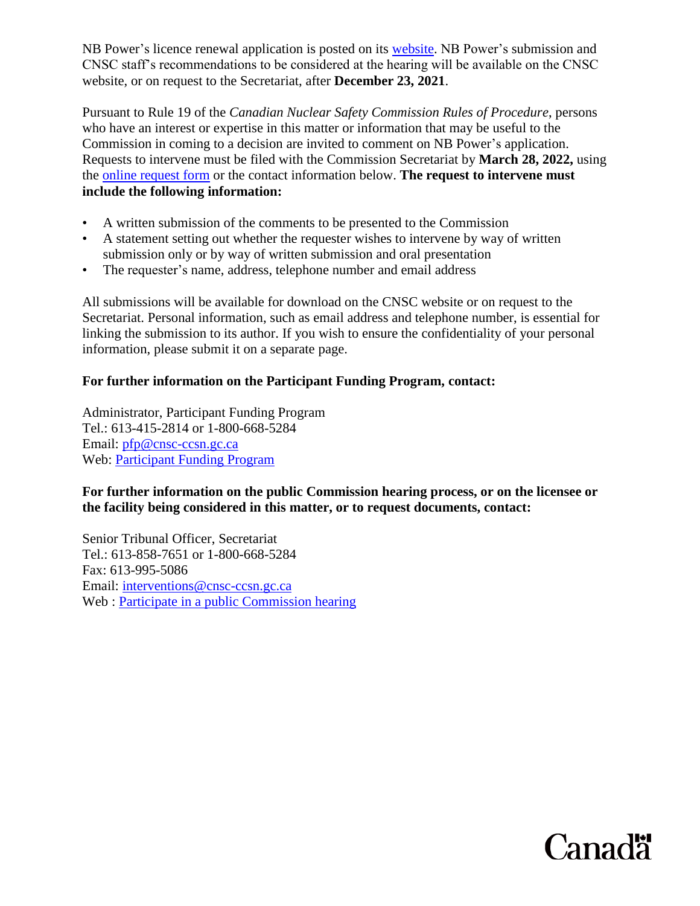NB Power's licence renewal application is posted on its website. NB Power's submission and CNSC staff's recommendations to be considered at the hearing will be available on the CNSC website, or on request to the Secretariat, after **December 23, 2021**.

Pursuant to Rule 19 of the *Canadian Nuclear Safety Commission Rules of Procedure*, persons who have an interest or expertise in this matter or information that may be useful to the Commission in coming to a decision are invited to comment on NB Power's application. Requests to intervene must be filed with the Commission Secretariat by **March 28, 2022,** using the online request form or the contact information below. **The request to intervene must include the following information:**

- A written submission of the comments to be presented to the Commission
- A statement setting out whether the requester wishes to intervene by way of written submission only or by way of written submission and oral presentation
- The requester's name, address, telephone number and email address

All submissions will be available for download on the CNSC website or on request to the Secretariat. Personal information, such as email address and telephone number, is essential for linking the submission to its author. If you wish to ensure the confidentiality of your personal information, please submit it on a separate page.

**For further information on the Participant Funding Program, contact:**

Administrator, Participant Funding Program
Tel.: 613-415-2814 or 1-800-668-5284
Email: pfp@cnsc-ccsn.gc.ca
Web: Participant Funding Program

**For further information on the public Commission hearing process, or on the licensee or the facility being considered in this matter, or to request documents, contact:**

Senior Tribunal Officer, Secretariat
Tel.: 613-858-7651 or 1-800-668-5284
Fax: 613-995-5086
Email: interventions@cnsc-ccsn.gc.ca
Web : Participate in a public Commission hearing

Canada